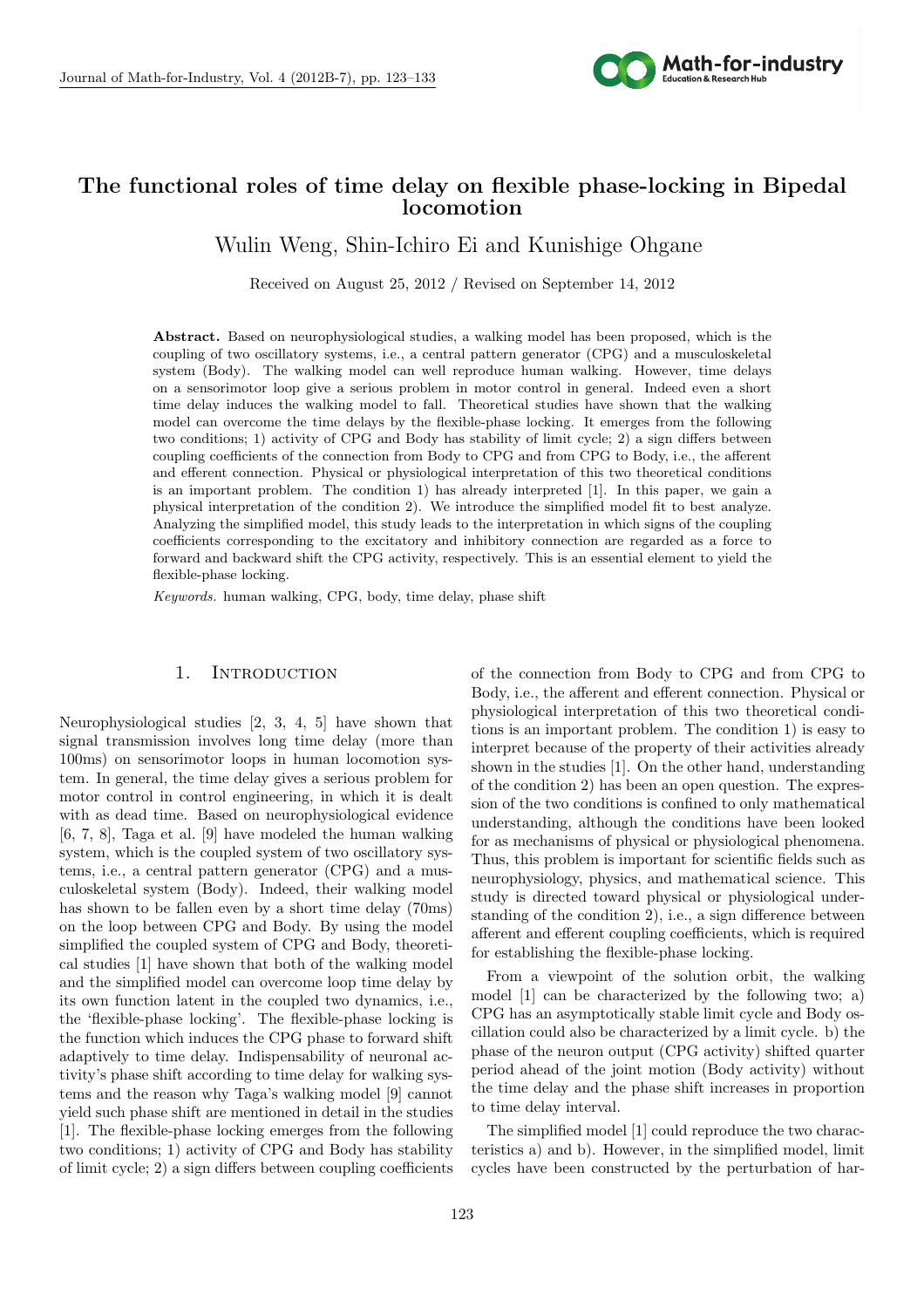# The functional roles of time delay on flexible phase-locking in Bipedal locomotion

Wulin Weng, Shin-Ichiro Ei and Kunishige Ohgane

Received on August 25, 2012 / Revised on September 14, 2012

**Abstract.** Based on neurophysiological studies, a walking model has been proposed, which is the coupling of two oscillatory systems, i.e., a central pattern generator (CPG) and a musculoskeletal system (Body). The walking model can well reproduce human walking. However, time delays on a sensorimotor loop give a serious problem in motor control in general. Indeed even a short time delay induces the walking model to fall. Theoretical studies have shown that the walking model can overcome the time delays by the flexible-phase locking. It emerges from the following two conditions; 1) activity of CPG and Body has stability of limit cycle; 2) a sign differs between coupling coefficients of the connection from Body to CPG and from CPG to Body, i.e., the afferent and efferent connection. Physical or physiological interpretation of this two theoretical conditions is an important problem. The condition 1) has already interpreted [1]. In this paper, we gain a physical interpretation of the condition 2). We introduce the simplified model fit to best analyze. Analyzing the simplified model, this study leads to the interpretation in which signs of the coupling coefficients corresponding to the excitatory and inhibitory connection are regarded as a force to forward and backward shift the CPG activity, respectively. This is an essential element to yield the flexible-phase locking.

*Keywords.* human walking, CPG, body, time delay, phase shift

## 1. Introduction

Neurophysiological studies [2, 3, 4, 5] have shown that signal transmission involves long time delay (more than 100ms) on sensorimotor loops in human locomotion system. In general, the time delay gives a serious problem for motor control in control engineering, in which it is dealt with as dead time. Based on neurophysiological evidence [6, 7, 8], Taga et al. [9] have modeled the human walking system, which is the coupled system of two oscillatory systems, i.e., a central pattern generator (CPG) and a musculoskeletal system (Body). Indeed, their walking model has shown to be fallen even by a short time delay (70ms) on the loop between CPG and Body. By using the model simplified the coupled system of CPG and Body, theoretical studies [1] have shown that both of the walking model and the simplified model can overcome loop time delay by its own function latent in the coupled two dynamics, i.e., the 'flexible-phase locking'. The flexible-phase locking is the function which induces the CPG phase to forward shift adaptively to time delay. Indispensability of neuronal activity's phase shift according to time delay for walking systems and the reason why Taga's walking model [9] cannot yield such phase shift are mentioned in detail in the studies [1]. The flexible-phase locking emerges from the following two conditions; 1) activity of CPG and Body has stability of limit cycle; 2) a sign differs between coupling coefficients of the connection from Body to CPG and from CPG to Body, i.e., the afferent and efferent connection. Physical or physiological interpretation of this two theoretical conditions is an important problem. The condition 1) is easy to interpret because of the property of their activities already shown in the studies [1]. On the other hand, understanding of the condition 2) has been an open question. The expression of the two conditions is confined to only mathematical understanding, although the conditions have been looked for as mechanisms of physical or physiological phenomena. Thus, this problem is important for scientific fields such as neurophysiology, physics, and mathematical science. This study is directed toward physical or physiological understanding of the condition 2), i.e., a sign difference between afferent and efferent coupling coefficients, which is required for establishing the flexible-phase locking.

From a viewpoint of the solution orbit, the walking model [1] can be characterized by the following two; a) CPG has an asymptotically stable limit cycle and Body oscillation could also be characterized by a limit cycle. b) the phase of the neuron output (CPG activity) shifted quarter period ahead of the joint motion (Body activity) without the time delay and the phase shift increases in proportion to time delay interval.

The simplified model [1] could reproduce the two characteristics a) and b). However, in the simplified model, limit cycles have been constructed by the perturbation of har-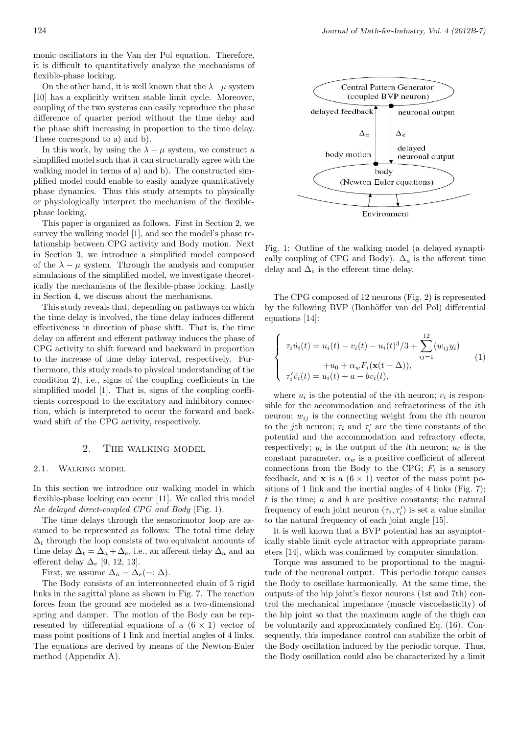monic oscillators in the Van der Pol equation. Therefore, it is difficult to quantitatively analyze the mechanisms of flexible-phase locking.

On the other hand, it is well known that the $\lambda - \mu$ system [10] has a explicitly written stable limit cycle. Moreover, coupling of the two systems can easily reproduce the phase difference of quarter period without the time delay and the phase shift increasing in proportion to the time delay. These correspond to a) and b).

In this work, by using the $\lambda - \mu$ system, we construct a simplified model such that it can structurally agree with the walking model in terms of a) and b). The constructed simplified model could enable to easily analyze quantitatively phase dynamics. Thus this study attempts to physically or physiologically interpret the mechanism of the flexible-phase locking.

This paper is organized as follows. First in Section 2, we survey the walking model [1], and see the model's phase relationship between CPG activity and Body motion. Next in Section 3, we introduce a simplified model composed of the $\lambda - \mu$ system. Through the analysis and computer simulations of the simplified model, we investigate theoretically the mechanisms of the flexible-phase locking. Lastly in Section 4, we discuss about the mechanisms.

This study reveals that, depending on pathways on which the time delay is involved, the time delay induces different effectiveness in direction of phase shift. That is, the time delay on afferent and efferent pathway induces the phase of CPG activity to shift forward and backward in proportion to the increase of time delay interval, respectively. Furthermore, this study reads to physical understanding of the condition 2), i.e., signs of the coupling coefficients in the simplified model [1]. That is, signs of the coupling coefficients correspond to the excitatory and inhibitory connection, which is interpreted to occur the forward and backward shift of the CPG activity, respectively.

## 2. The walking model

### 2.1. Walking model

In this section we introduce our walking model in which flexible-phase locking can occur [11]. We called this model *the delayed direct-coupled CPG and Body* (Fig. 1).

The time delays through the sensorimotor loop are assumed to be represented as follows: The total time delay $\Delta_t$ through the loop consists of two equivalent amounts of time delay $\Delta_t = \Delta_a + \Delta_e$, i.e., an afferent delay $\Delta_a$ and an efferent delay $\Delta_e$ [9, 12, 13].

First, we assume $\Delta_a = \Delta_e (=: \Delta)$.

The Body consists of an interconnected chain of 5 rigid links in the sagittal plane as shown in Fig. 7. The reaction forces from the ground are modeled as a two-dimensional spring and damper. The motion of the Body can be represented by differential equations of a $(6 \times 1)$ vector of mass point positions of 1 link and inertial angles of 4 links. The equations are derived by means of the Newton-Euler method (Appendix A).

Fig. 1: Outline of the walking model (a delayed synaptically coupling of CPG and Body). $\Delta_a$ is the afferent time delay and $\Delta_e$ is the efferent time delay.

The CPG composed of 12 neurons (Fig. 2) is represented by the following BVP (Bonhöffer van del Pol) differential equations [14]:

$$
\left\{
\begin{array}{l}
\tau_i \dot{u}_i(t) = u_i(t) - v_i(t) - u_i(t)^3/3 + \displaystyle\sum_{ij=1}^{12} (w_{ij} y_i) \\
\qquad\qquad + u_0 + \alpha_w F_i(\mathbf{x}(\mathrm{t} - \Delta)), \\
\tau_i' \dot{v}_i(t) = u_i(t) + a - b v_i(t),
\end{array}
\right. \tag{1}
$$

where $u_i$ is the potential of the $i$th neuron; $v_i$ is responsible for the accommodation and refractoriness of the $i$th neuron; $w_{ij}$ is the connecting weight from the $i$th neuron to the $j$th neuron; $\tau_i$ and $\tau_i'$ are the time constants of the potential and the accommodation and refractory effects, respectively; $y_i$ is the output of the $i$th neuron; $u_0$ is the constant parameter. $\alpha_w$ is a positive coefficient of afferent connections from the Body to the CPG; $F_i$ is a sensory feedback, and $\mathbf{x}$ is a $(6 \times 1)$ vector of the mass point positions of 1 link and the inertial angles of 4 links (Fig. 7); $t$ is the time; $a$ and $b$ are positive constants; the natural frequency of each joint neuron $(\tau_i, \tau_i')$ is set a value similar to the natural frequency of each joint angle [15].

It is well known that a BVP potential has an asymptotically stable limit cycle attractor with appropriate parameters [14], which was confirmed by computer simulation.

Torque was assumed to be proportional to the magnitude of the neuronal output. This periodic torque causes the Body to oscillate harmonically. At the same time, the outputs of the hip joint's flexor neurons (1st and 7th) control the mechanical impedance (muscle viscoelasticity) of the hip joint so that the maximum angle of the thigh can be voluntarily and approximately confined Eq. (16). Consequently, this impedance control can stabilize the orbit of the Body oscillation induced by the periodic torque. Thus, the Body oscillation could also be characterized by a limit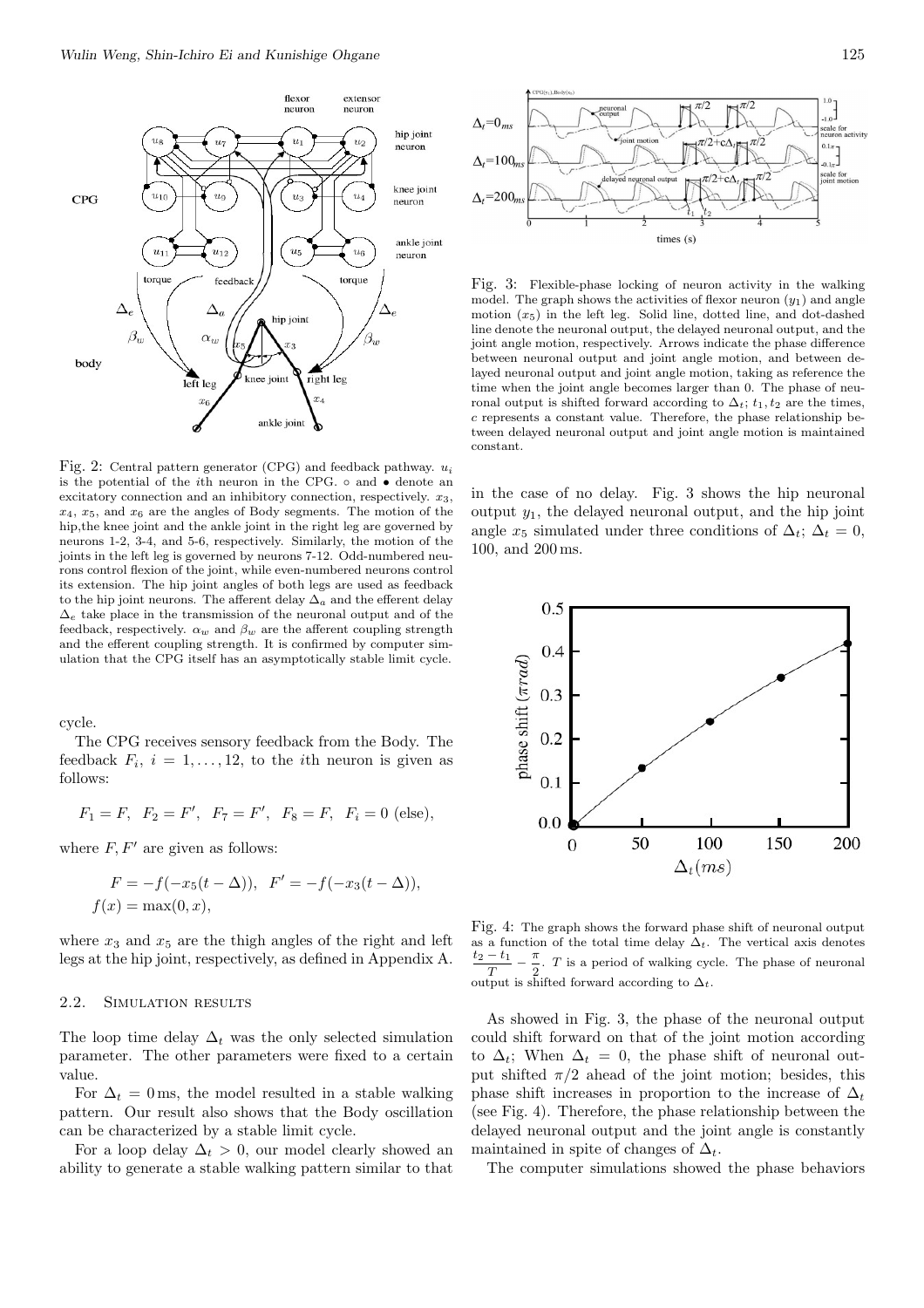Fig. 2: Central pattern generator (CPG) and feedback pathway. $u_i$ is the potential of the $i$th neuron in the CPG. ∘ and • denote an excitatory connection and an inhibitory connection, respectively. $x_3$, $x_4$, $x_5$, and $x_6$ are the angles of Body segments. The motion of the hip,the knee joint and the ankle joint in the right leg are governed by neurons 1-2, 3-4, and 5-6, respectively. Similarly, the motion of the joints in the left leg is governed by neurons 7-12. Odd-numbered neurons control flexion of the joint, while even-numbered neurons control its extension. The hip joint angles of both legs are used as feedback to the hip joint neurons. The afferent delay $\Delta_a$ and the efferent delay $\Delta_e$ take place in the transmission of the neuronal output and of the feedback, respectively. $\alpha_w$ and $\beta_w$ are the afferent coupling strength and the efferent coupling strength. It is confirmed by computer simulation that the CPG itself has an asymptotically stable limit cycle.

cycle.

The CPG receives sensory feedback from the Body. The feedback $F_i$, $i = 1, \ldots, 12$, to the $i$th neuron is given as follows:

$$F_1 = F, \ \ F_2 = F', \ \ F_7 = F', \ \ F_8 = F, \ \ F_i = 0 \text{ (else)},$$

where $F, F'$ are given as follows:

$$F = -f(-x_5(t - \Delta)), \ \ F' = -f(-x_3(t - \Delta)),$$
$$f(x) = \max(0, x),$$

where $x_3$ and $x_5$ are the thigh angles of the right and left legs at the hip joint, respectively, as defined in Appendix A.

### 2.2. Simulation results

The loop time delay $\Delta_t$ was the only selected simulation parameter. The other parameters were fixed to a certain value.

For $\Delta_t = 0$ ms, the model resulted in a stable walking pattern. Our result also shows that the Body oscillation can be characterized by a stable limit cycle.

For a loop delay $\Delta_t > 0$, our model clearly showed an ability to generate a stable walking pattern similar to that in the case of no delay. Fig. 3 shows the hip neuronal output $y_1$, the delayed neuronal output, and the hip joint angle $x_5$ simulated under three conditions of $\Delta_t$; $\Delta_t = 0$, 100, and 200 ms.

Fig. 3: Flexible-phase locking of neuron activity in the walking model. The graph shows the activities of flexor neuron ($y_1$) and angle motion ($x_5$) in the left leg. Solid line, dotted line, and dot-dashed line denote the neuronal output, the delayed neuronal output, and the joint angle motion, respectively. Arrows indicate the phase difference between neuronal output and joint angle motion, and between delayed neuronal output and joint angle motion, taking as reference the time when the joint angle becomes larger than 0. The phase of neuronal output is shifted forward according to $\Delta_t$; $t_1, t_2$ are the times, $c$ represents a constant value. Therefore, the phase relationship between delayed neuronal output and joint angle motion is maintained constant.

Fig. 4: The graph shows the forward phase shift of neuronal output as a function of the total time delay $\Delta_t$. The vertical axis denotes $\dfrac{t_2 - t_1}{T} - \dfrac{\pi}{2}$. $T$ is a period of walking cycle. The phase of neuronal output is shifted forward according to $\Delta_t$.

As showed in Fig. 3, the phase of the neuronal output could shift forward on that of the joint motion according to $\Delta_t$; When $\Delta_t = 0$, the phase shift of neuronal output shifted $\pi/2$ ahead of the joint motion; besides, this phase shift increases in proportion to the increase of $\Delta_t$ (see Fig. 4). Therefore, the phase relationship between the delayed neuronal output and the joint angle is constantly maintained in spite of changes of $\Delta_t$.

The computer simulations showed the phase behaviors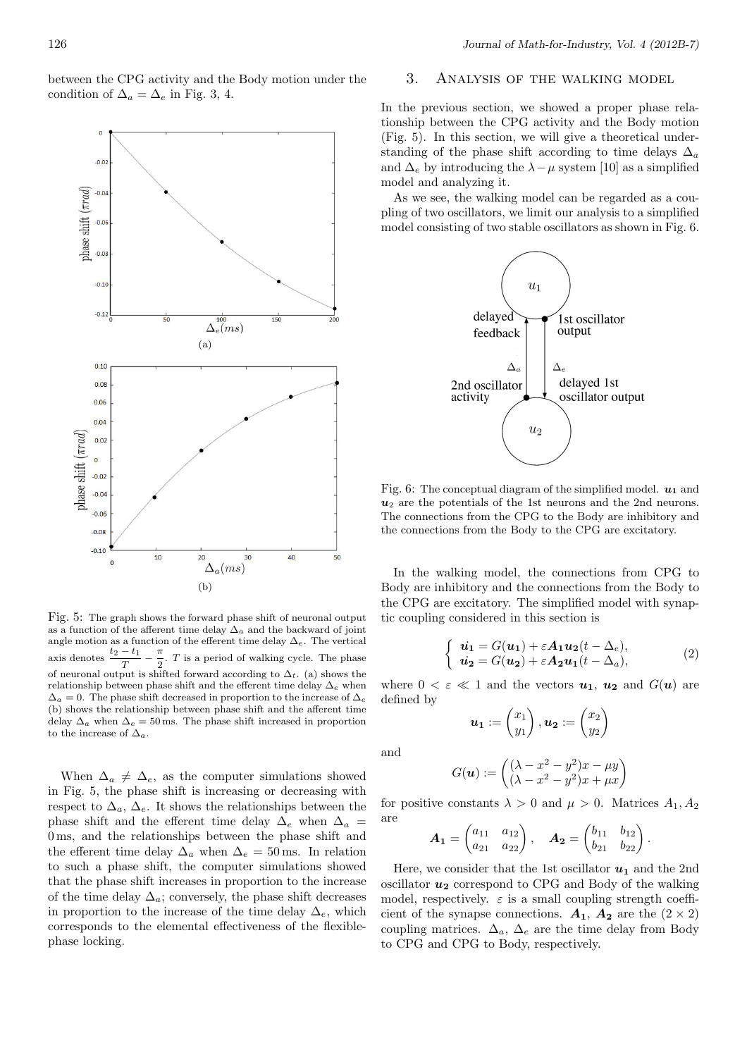between the CPG activity and the Body motion under the condition of $\Delta_a = \Delta_e$ in Fig. 3, 4.

Fig. 5: The graph shows the forward phase shift of neuronal output as a function of the afferent time delay $\Delta_a$ and the backward of joint angle motion as a function of the efferent time delay $\Delta_e$. The vertical axis denotes $\frac{t_2 - t_1}{T} - \frac{\pi}{2}$. $T$ is a period of walking cycle. The phase of neuronal output is shifted forward according to $\Delta_t$. (a) shows the relationship between phase shift and the efferent time delay $\Delta_e$ when $\Delta_a = 0$. The phase shift decreased in proportion to the increase of $\Delta_e$ (b) shows the relationship between phase shift and the afferent time delay $\Delta_a$ when $\Delta_e = 50$ ms. The phase shift increased in proportion to the increase of $\Delta_a$.

When $\Delta_a \neq \Delta_e$, as the computer simulations showed in Fig. 5, the phase shift is increasing or decreasing with respect to $\Delta_a$, $\Delta_e$. It shows the relationships between the phase shift and the efferent time delay $\Delta_e$ when $\Delta_a =$ 0 ms, and the relationships between the phase shift and the efferent time delay $\Delta_a$ when $\Delta_e = 50$ ms. In relation to such a phase shift, the computer simulations showed that the phase shift increases in proportion to the increase of the time delay $\Delta_a$; conversely, the phase shift decreases in proportion to the increase of the time delay $\Delta_e$, which corresponds to the elemental effectiveness of the flexible-phase locking.

## 3. Analysis of the walking model

In the previous section, we showed a proper phase relationship between the CPG activity and the Body motion (Fig. 5). In this section, we will give a theoretical understanding of the phase shift according to time delays $\Delta_a$ and $\Delta_e$ by introducing the $\lambda - \mu$ system [10] as a simplified model and analyzing it.

As we see, the walking model can be regarded as a coupling of two oscillators, we limit our analysis to a simplified model consisting of two stable oscillators as shown in Fig. 6.

Fig. 6: The conceptual diagram of the simplified model. $\boldsymbol{u_1}$ and $\boldsymbol{u_2}$ are the potentials of the 1st neurons and the 2nd neurons. The connections from the CPG to the Body are inhibitory and the connections from the Body to the CPG are excitatory.

In the walking model, the connections from CPG to Body are inhibitory and the connections from the Body to the CPG are excitatory. The simplified model with synaptic coupling considered in this section is

$$\begin{cases} \dot{\boldsymbol{u_1}} = G(\boldsymbol{u_1}) + \varepsilon \boldsymbol{A_1} \boldsymbol{u_2}(t - \Delta_e), \\ \dot{\boldsymbol{u_2}} = G(\boldsymbol{u_2}) + \varepsilon \boldsymbol{A_2} \boldsymbol{u_1}(t - \Delta_a), \end{cases} \tag{2}$$

where $0 < \varepsilon \ll 1$ and the vectors $\boldsymbol{u_1}$, $\boldsymbol{u_2}$ and $G(\boldsymbol{u})$ are defined by

$$\boldsymbol{u_1} := \begin{pmatrix} x_1 \\ y_1 \end{pmatrix}, \boldsymbol{u_2} := \begin{pmatrix} x_2 \\ y_2 \end{pmatrix}$$

and

$$G(\boldsymbol{u}) := \begin{pmatrix} (\lambda - x^2 - y^2)x - \mu y \\ (\lambda - x^2 - y^2)x + \mu x \end{pmatrix}$$

for positive constants $\lambda > 0$ and $\mu > 0$. Matrices $A_1, A_2$ are

$$\boldsymbol{A_1} = \begin{pmatrix} a_{11} & a_{12} \\ a_{21} & a_{22} \end{pmatrix}, \quad \boldsymbol{A_2} = \begin{pmatrix} b_{11} & b_{12} \\ b_{21} & b_{22} \end{pmatrix}.$$

Here, we consider that the 1st oscillator $\boldsymbol{u_1}$ and the 2nd oscillator $\boldsymbol{u_2}$ correspond to CPG and Body of the walking model, respectively. $\varepsilon$ is a small coupling strength coefficient of the synapse connections. $\boldsymbol{A_1}$, $\boldsymbol{A_2}$ are the $(2 \times 2)$ coupling matrices. $\Delta_a$, $\Delta_e$ are the time delay from Body to CPG and CPG to Body, respectively.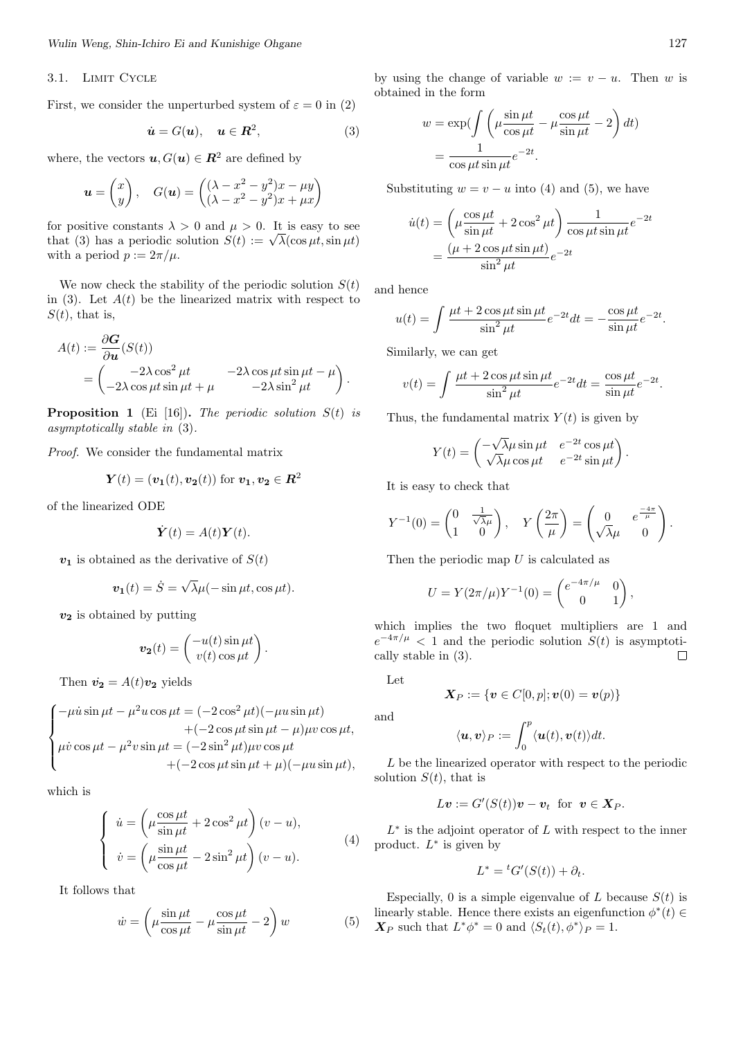### 3.1. Limit Cycle

First, we consider the unperturbed system of $\varepsilon = 0$ in (2)

$$\dot{\boldsymbol{u}} = G(\boldsymbol{u}), \quad \boldsymbol{u} \in \boldsymbol{R}^2, \tag{3}$$

where, the vectors $\boldsymbol{u}, G(\boldsymbol{u}) \in \boldsymbol{R}^2$ are defined by

$$\boldsymbol{u} = \begin{pmatrix} x \\ y \end{pmatrix}, \quad G(\boldsymbol{u}) = \begin{pmatrix} (\lambda - x^2 - y^2)x - \mu y \\ (\lambda - x^2 - y^2)x + \mu x \end{pmatrix}$$

for positive constants $\lambda > 0$ and $\mu > 0$. It is easy to see that (3) has a periodic solution $S(t) := \sqrt{\lambda}(\cos \mu t, \sin \mu t)$ with a period $p := 2\pi/\mu$.

We now check the stability of the periodic solution $S(t)$ in (3). Let $A(t)$ be the linearized matrix with respect to $S(t)$, that is,

$$\begin{aligned} A(t) &:= \frac{\partial \boldsymbol{G}}{\partial \boldsymbol{u}}(S(t)) \\ &= \begin{pmatrix} -2\lambda \cos^2 \mu t & -2\lambda \cos \mu t \sin \mu t - \mu \\ -2\lambda \cos \mu t \sin \mu t + \mu & -2\lambda \sin^2 \mu t \end{pmatrix}. \end{aligned}$$

**Proposition 1** (Ei [16])**.** *The periodic solution $S(t)$ is asymptotically stable in* (3).

*Proof.* We consider the fundamental matrix

$$\boldsymbol{Y}(t) = (\boldsymbol{v_1}(t), \boldsymbol{v_2}(t)) \text{ for } \boldsymbol{v_1}, \boldsymbol{v_2} \in \boldsymbol{R}^2$$

of the linearized ODE

$$\dot{\boldsymbol{Y}}(t) = A(t)\boldsymbol{Y}(t).$$

$\boldsymbol{v_1}$ is obtained as the derivative of $S(t)$

$$\boldsymbol{v_1}(t) = \dot{S} = \sqrt{\lambda}\mu(-\sin \mu t, \cos \mu t).$$

$\boldsymbol{v_2}$ is obtained by putting

$$\boldsymbol{v_2}(t) = \begin{pmatrix} -u(t) \sin \mu t \\ v(t) \cos \mu t \end{pmatrix}.$$

Then $\dot{\boldsymbol{v_2}} = A(t)\boldsymbol{v_2}$ yields

$$\begin{cases} -\mu \dot{u} \sin \mu t - \mu^2 u \cos \mu t = (-2\cos^2 \mu t)(-\mu u \sin \mu t) \\ \qquad\qquad\qquad\qquad + (-2\cos \mu t \sin \mu t - \mu)\mu v \cos \mu t, \\ \mu \dot{v} \cos \mu t - \mu^2 v \sin \mu t = (-2\sin^2 \mu t)\mu v \cos \mu t \\ \qquad\qquad\qquad\qquad + (-2\cos \mu t \sin \mu t + \mu)(-\mu u \sin \mu t), \end{cases}$$

which is

$$\begin{cases} \dot{u} = \left(\mu \dfrac{\cos \mu t}{\sin \mu t} + 2\cos^2 \mu t\right)(v - u), \\ \dot{v} = \left(\mu \dfrac{\sin \mu t}{\cos \mu t} - 2\sin^2 \mu t\right)(v - u). \end{cases} \tag{4}$$

It follows that

$$\dot{w} = \left(\mu \frac{\sin \mu t}{\cos \mu t} - \mu \frac{\cos \mu t}{\sin \mu t} - 2\right) w \tag{5}$$

by using the change of variable $w := v - u$. Then $w$ is obtained in the form

$$\begin{aligned} w &= \exp(\int \left(\mu \frac{\sin \mu t}{\cos \mu t} - \mu \frac{\cos \mu t}{\sin \mu t} - 2\right) dt) \\ &= \frac{1}{\cos \mu t \sin \mu t} e^{-2t}. \end{aligned}$$

Substituting $w = v - u$ into (4) and (5), we have

$$\begin{aligned} \dot{u}(t) &= \left(\mu \frac{\cos \mu t}{\sin \mu t} + 2\cos^2 \mu t\right) \frac{1}{\cos \mu t \sin \mu t} e^{-2t} \\ &= \frac{(\mu + 2\cos \mu t \sin \mu t)}{\sin^2 \mu t} e^{-2t} \end{aligned}$$

and hence

$$u(t) = \int \frac{\mu t + 2\cos \mu t \sin \mu t}{\sin^2 \mu t} e^{-2t} dt = -\frac{\cos \mu t}{\sin \mu t} e^{-2t}.$$

Similarly, we can get

$$v(t) = \int \frac{\mu t + 2\cos \mu t \sin \mu t}{\sin^2 \mu t} e^{-2t} dt = \frac{\cos \mu t}{\sin \mu t} e^{-2t}.$$

Thus, the fundamental matrix $Y(t)$ is given by

$$Y(t) = \begin{pmatrix} -\sqrt{\lambda}\mu \sin \mu t & e^{-2t} \cos \mu t \\ \sqrt{\lambda}\mu \cos \mu t & e^{-2t} \sin \mu t \end{pmatrix}.$$

It is easy to check that

$$Y^{-1}(0) = \begin{pmatrix} 0 & \frac{1}{\sqrt{\lambda}\mu} \\ 1 & 0 \end{pmatrix}, \quad Y\left(\frac{2\pi}{\mu}\right) = \begin{pmatrix} 0 & e^{\frac{-4\pi}{\mu}} \\ \sqrt{\lambda}\mu & 0 \end{pmatrix}.$$

Then the periodic map $U$ is calculated as

$$U = Y(2\pi/\mu)Y^{-1}(0) = \begin{pmatrix} e^{-4\pi/\mu} & 0 \\ 0 & 1 \end{pmatrix},$$

which implies the two floquet multipliers are 1 and $e^{-4\pi/\mu} < 1$ and the periodic solution $S(t)$ is asymptotically stable in (3). $\square$

Let

$$\boldsymbol{X}_P := \{\boldsymbol{v} \in C[0, p]; \boldsymbol{v}(0) = \boldsymbol{v}(p)\}$$

and

$$\langle \boldsymbol{u}, \boldsymbol{v} \rangle_P := \int_0^p \langle \boldsymbol{u}(t), \boldsymbol{v}(t) \rangle dt.$$

$L$ be the linearized operator with respect to the periodic solution $S(t)$, that is

$$L\boldsymbol{v} := G'(S(t))\boldsymbol{v} - \boldsymbol{v}_t \ \text{ for } \ \boldsymbol{v} \in \boldsymbol{X}_P.$$

$L^*$ is the adjoint operator of $L$ with respect to the inner product. $L^*$ is given by

$$L^* = {}^tG'(S(t)) + \partial_t.$$

Especially, 0 is a simple eigenvalue of $L$ because $S(t)$ is linearly stable. Hence there exists an eigenfunction $\phi^*(t) \in \boldsymbol{X}_P$ such that $L^*\phi^* = 0$ and $\langle S_t(t), \phi^* \rangle_P = 1$.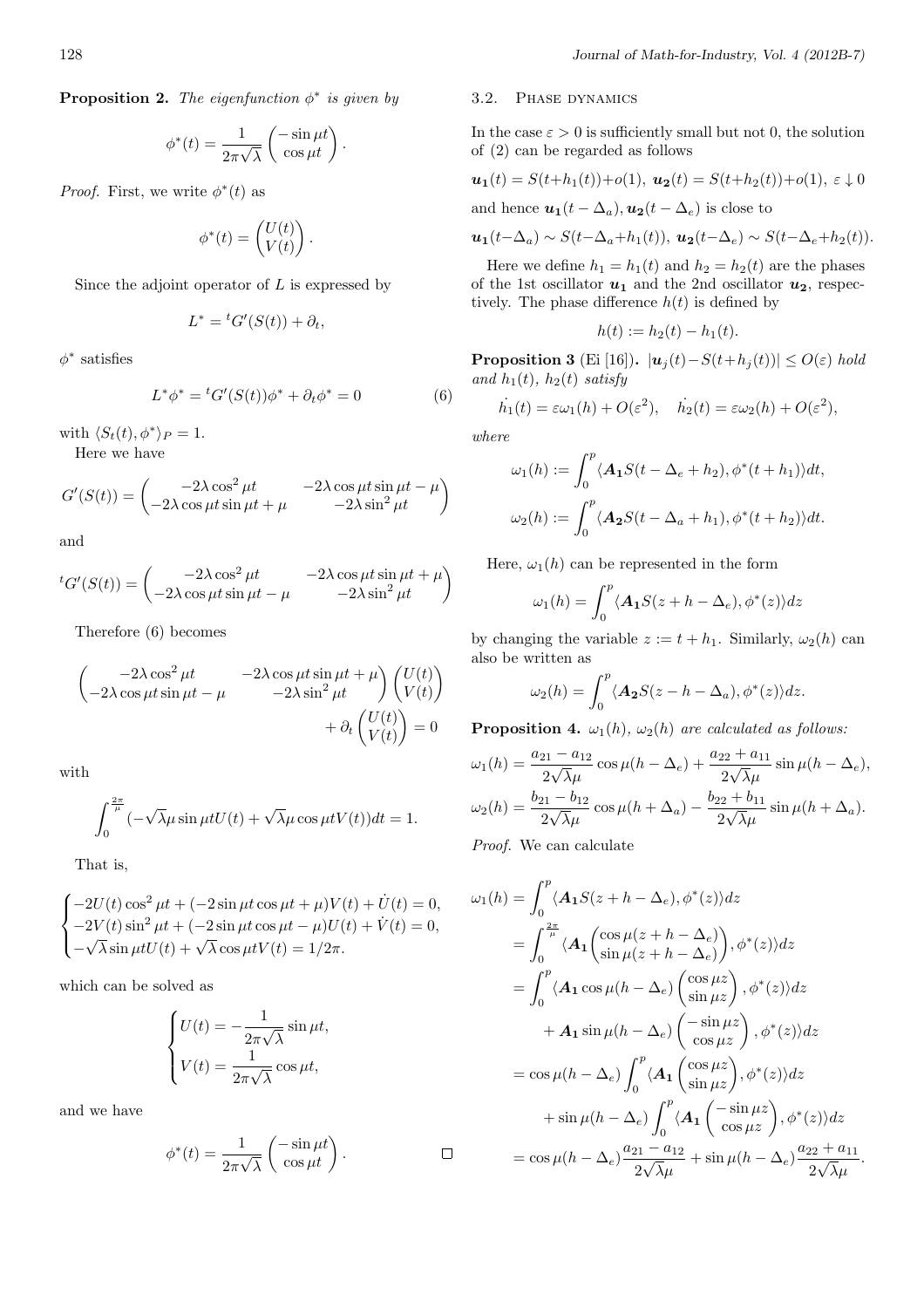**Proposition 2.** *The eigenfunction $\phi^*$ is given by*

$$\phi^*(t) = \frac{1}{2\pi\sqrt{\lambda}} \begin{pmatrix} -\sin \mu t \\ \cos \mu t \end{pmatrix}.$$

*Proof.* First, we write $\phi^*(t)$ as

$$\phi^*(t) = \begin{pmatrix} U(t) \\ V(t) \end{pmatrix}.$$

Since the adjoint operator of $L$ is expressed by

$$L^* = {}^tG'(S(t)) + \partial_t,$$

$\phi^*$ satisfies

$$L^*\phi^* = {}^tG'(S(t))\phi^* + \partial_t \phi^* = 0 \tag{6}$$

with $\langle S_t(t), \phi^* \rangle_P = 1$.

Here we have

$$G'(S(t)) = \begin{pmatrix} -2\lambda \cos^2 \mu t & -2\lambda \cos \mu t \sin \mu t - \mu \\ -2\lambda \cos \mu t \sin \mu t + \mu & -2\lambda \sin^2 \mu t \end{pmatrix}$$

and

$${}^tG'(S(t)) = \begin{pmatrix} -2\lambda \cos^2 \mu t & -2\lambda \cos \mu t \sin \mu t + \mu \\ -2\lambda \cos \mu t \sin \mu t - \mu & -2\lambda \sin^2 \mu t \end{pmatrix}$$

Therefore (6) becomes

$$\begin{pmatrix} -2\lambda \cos^2 \mu t & -2\lambda \cos \mu t \sin \mu t + \mu \\ -2\lambda \cos \mu t \sin \mu t - \mu & -2\lambda \sin^2 \mu t \end{pmatrix} \begin{pmatrix} U(t) \\ V(t) \end{pmatrix} + \partial_t \begin{pmatrix} U(t) \\ V(t) \end{pmatrix} = 0$$

with

$$\int_0^{\frac{2\pi}{\mu}} (-\sqrt{\lambda}\mu \sin \mu t U(t) + \sqrt{\lambda}\mu \cos \mu t V(t)) dt = 1.$$

That is,

$$\begin{cases} -2U(t)\cos^2 \mu t + (-2\sin \mu t \cos \mu t + \mu)V(t) + \dot{U}(t) = 0, \\ -2V(t)\sin^2 \mu t + (-2\sin \mu t \cos \mu t - \mu)U(t) + \dot{V}(t) = 0, \\ -\sqrt{\lambda}\sin \mu t U(t) + \sqrt{\lambda}\cos \mu t V(t) = 1/2\pi. \end{cases}$$

which can be solved as

$$\begin{cases} U(t) = -\dfrac{1}{2\pi\sqrt{\lambda}} \sin \mu t, \\ V(t) = \dfrac{1}{2\pi\sqrt{\lambda}} \cos \mu t, \end{cases}$$

and we have

$$\phi^*(t) = \frac{1}{2\pi\sqrt{\lambda}} \begin{pmatrix} -\sin \mu t \\ \cos \mu t \end{pmatrix}.$$

□

### 3.2. Phase dynamics

In the case $\varepsilon > 0$ is sufficiently small but not 0, the solution of (2) can be regarded as follows

$$\boldsymbol{u_1}(t) = S(t+h_1(t)) + o(1), \ \boldsymbol{u_2}(t) = S(t+h_2(t)) + o(1), \ \varepsilon \downarrow 0$$

and hence $\boldsymbol{u_1}(t - \Delta_a), \boldsymbol{u_2}(t - \Delta_e)$ is close to

$$\boldsymbol{u_1}(t-\Delta_a) \sim S(t-\Delta_a+h_1(t)), \ \boldsymbol{u_2}(t-\Delta_e) \sim S(t-\Delta_e+h_2(t)).$$

Here we define $h_1 = h_1(t)$ and $h_2 = h_2(t)$ are the phases of the 1st oscillator $\boldsymbol{u_1}$ and the 2nd oscillator $\boldsymbol{u_2}$, respectively. The phase difference $h(t)$ is defined by

$$h(t) := h_2(t) - h_1(t).$$

**Proposition 3** (Ei [16])**.** *$|\boldsymbol{u}_j(t) - S(t+h_j(t))| \le O(\varepsilon)$ hold and $h_1(t)$, $h_2(t)$ satisfy*

$$\dot{h_1}(t) = \varepsilon\omega_1(h) + O(\varepsilon^2), \quad \dot{h_2}(t) = \varepsilon\omega_2(h) + O(\varepsilon^2),$$

*where*

$$\omega_1(h) := \int_0^p \langle \boldsymbol{A_1} S(t - \Delta_e + h_2), \phi^*(t + h_1) \rangle dt,$$

$$\omega_2(h) := \int_0^p \langle \boldsymbol{A_2} S(t - \Delta_a + h_1), \phi^*(t + h_2) \rangle dt.$$

Here, $\omega_1(h)$ can be represented in the form

$$\omega_1(h) = \int_0^p \langle \boldsymbol{A_1} S(z + h - \Delta_e), \phi^*(z) \rangle dz$$

by changing the variable $z := t + h_1$. Similarly, $\omega_2(h)$ can also be written as

$$\omega_2(h) = \int_0^p \langle \boldsymbol{A_2} S(z - h - \Delta_a), \phi^*(z) \rangle dz.$$

**Proposition 4.** *$\omega_1(h)$, $\omega_2(h)$ are calculated as follows:*

$$\omega_1(h) = \frac{a_{21} - a_{12}}{2\sqrt{\lambda}\mu} \cos \mu(h - \Delta_e) + \frac{a_{22} + a_{11}}{2\sqrt{\lambda}\mu} \sin \mu(h - \Delta_e),$$

$$\omega_2(h) = \frac{b_{21} - b_{12}}{2\sqrt{\lambda}\mu} \cos \mu(h + \Delta_a) - \frac{b_{22} + b_{11}}{2\sqrt{\lambda}\mu} \sin \mu(h + \Delta_a).$$

*Proof.* We can calculate

$$\begin{aligned}
\omega_1(h) &= \int_0^p \langle \boldsymbol{A_1} S(z + h - \Delta_e), \phi^*(z) \rangle dz \\
&= \int_0^{\frac{2\pi}{\mu}} \langle \boldsymbol{A_1} \begin{pmatrix} \cos \mu(z + h - \Delta_e) \\ \sin \mu(z + h - \Delta_e) \end{pmatrix}, \phi^*(z) \rangle dz \\
&= \int_0^p \langle \boldsymbol{A_1} \cos \mu(h - \Delta_e) \begin{pmatrix} \cos \mu z \\ \sin \mu z \end{pmatrix}, \phi^*(z) \rangle dz \\
&\quad + \boldsymbol{A_1} \sin \mu(h - \Delta_e) \begin{pmatrix} -\sin \mu z \\ \cos \mu z \end{pmatrix}, \phi^*(z) \rangle dz \\
&= \cos \mu(h - \Delta_e) \int_0^p \langle \boldsymbol{A_1} \begin{pmatrix} \cos \mu z \\ \sin \mu z \end{pmatrix}, \phi^*(z) \rangle dz \\
&\quad + \sin \mu(h - \Delta_e) \int_0^p \langle \boldsymbol{A_1} \begin{pmatrix} -\sin \mu z \\ \cos \mu z \end{pmatrix}, \phi^*(z) \rangle dz \\
&= \cos \mu(h - \Delta_e) \frac{a_{21} - a_{12}}{2\sqrt{\lambda}\mu} + \sin \mu(h - \Delta_e) \frac{a_{22} + a_{11}}{2\sqrt{\lambda}\mu}.
\end{aligned}$$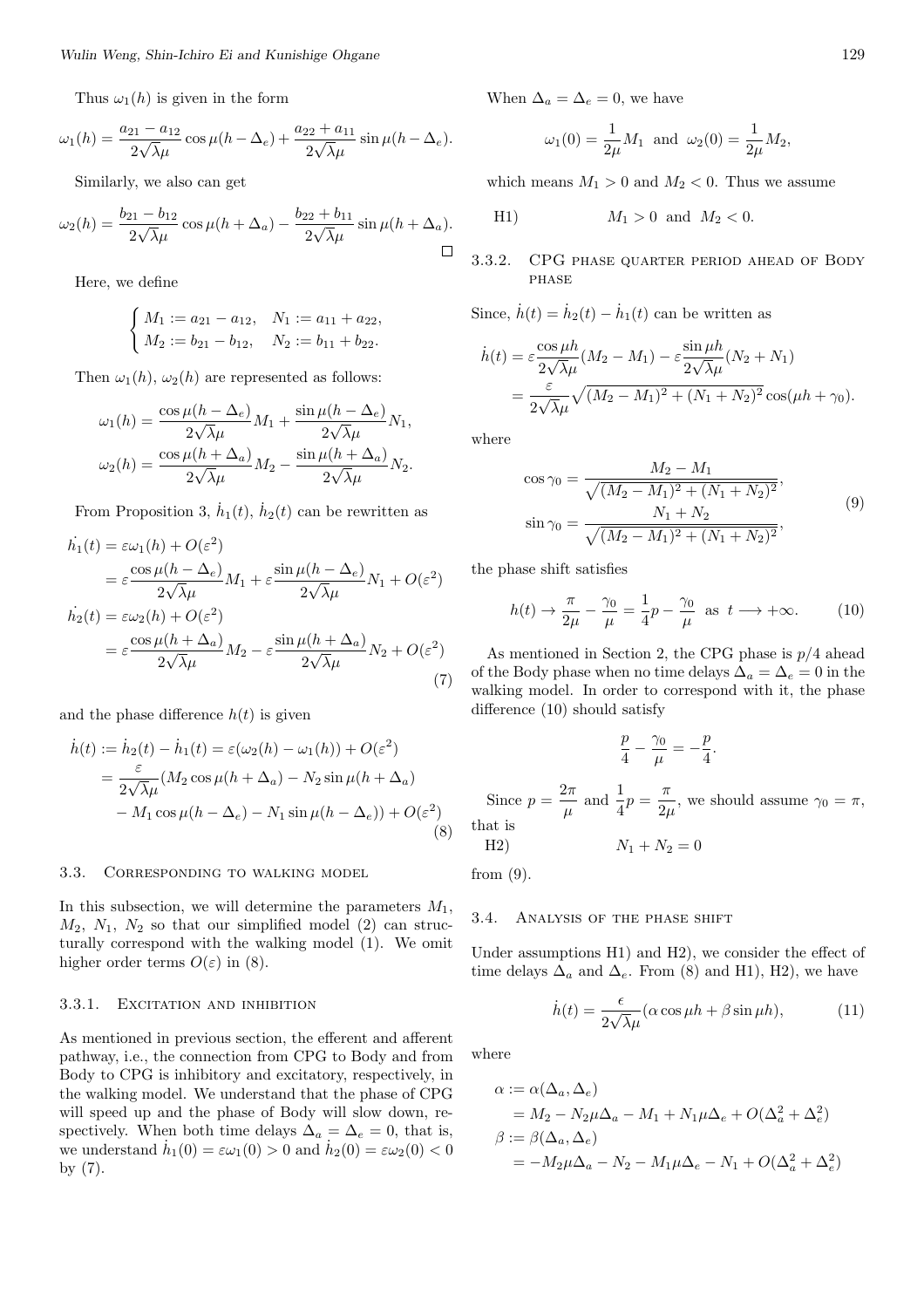Thus $\omega_1(h)$ is given in the form

$$\omega_1(h) = \frac{a_{21} - a_{12}}{2\sqrt{\lambda}\mu}\cos\mu(h-\Delta_e) + \frac{a_{22} + a_{11}}{2\sqrt{\lambda}\mu}\sin\mu(h-\Delta_e).$$

Similarly, we also can get

$$\omega_2(h) = \frac{b_{21} - b_{12}}{2\sqrt{\lambda}\mu}\cos\mu(h+\Delta_a) - \frac{b_{22} + b_{11}}{2\sqrt{\lambda}\mu}\sin\mu(h+\Delta_a).$$

□

Here, we define

$$\begin{cases} M_1 := a_{21} - a_{12}, & N_1 := a_{11} + a_{22}, \\ M_2 := b_{21} - b_{12}, & N_2 := b_{11} + b_{22}. \end{cases}$$

Then $\omega_1(h)$, $\omega_2(h)$ are represented as follows:

$$\omega_1(h) = \frac{\cos\mu(h-\Delta_e)}{2\sqrt{\lambda}\mu}M_1 + \frac{\sin\mu(h-\Delta_e)}{2\sqrt{\lambda}\mu}N_1,$$
$$\omega_2(h) = \frac{\cos\mu(h+\Delta_a)}{2\sqrt{\lambda}\mu}M_2 - \frac{\sin\mu(h+\Delta_a)}{2\sqrt{\lambda}\mu}N_2.$$

From Proposition 3, $\dot{h}_1(t)$, $\dot{h}_2(t)$ can be rewritten as

$$\begin{aligned}
\dot{h_1}(t) &= \varepsilon\omega_1(h) + O(\varepsilon^2) \\
&= \varepsilon\frac{\cos\mu(h-\Delta_e)}{2\sqrt{\lambda}\mu}M_1 + \varepsilon\frac{\sin\mu(h-\Delta_e)}{2\sqrt{\lambda}\mu}N_1 + O(\varepsilon^2) \\
\dot{h_2}(t) &= \varepsilon\omega_2(h) + O(\varepsilon^2) \\
&= \varepsilon\frac{\cos\mu(h+\Delta_a)}{2\sqrt{\lambda}\mu}M_2 - \varepsilon\frac{\sin\mu(h+\Delta_a)}{2\sqrt{\lambda}\mu}N_2 + O(\varepsilon^2)
\end{aligned} \tag{7}$$

and the phase difference $h(t)$ is given

$$\begin{aligned}
\dot{h}(t) &:= \dot{h}_2(t) - \dot{h}_1(t) = \varepsilon(\omega_2(h) - \omega_1(h)) + O(\varepsilon^2) \\
&= \frac{\varepsilon}{2\sqrt{\lambda}\mu}(M_2\cos\mu(h+\Delta_a) - N_2\sin\mu(h+\Delta_a) \\
&\quad - M_1\cos\mu(h-\Delta_e) - N_1\sin\mu(h-\Delta_e)) + O(\varepsilon^2)
\end{aligned} \tag{8}$$

### 3.3. Corresponding to walking model

In this subsection, we will determine the parameters $M_1$, $M_2$, $N_1$, $N_2$ so that our simplified model (2) can structurally correspond with the walking model (1). We omit higher order terms $O(\varepsilon)$ in (8).

#### 3.3.1. Excitation and inhibition

As mentioned in previous section, the efferent and afferent pathway, i.e., the connection from CPG to Body and from Body to CPG is inhibitory and excitatory, respectively, in the walking model. We understand that the phase of CPG will speed up and the phase of Body will slow down, respectively. When both time delays $\Delta_a = \Delta_e = 0$, that is, we understand $\dot{h}_1(0) = \varepsilon\omega_1(0) > 0$ and $\dot{h}_2(0) = \varepsilon\omega_2(0) < 0$ by (7).

When $\Delta_a = \Delta_e = 0$, we have

$$\omega_1(0) = \frac{1}{2\mu}M_1 \text{ and } \omega_2(0) = \frac{1}{2\mu}M_2,$$

which means $M_1 > 0$ and $M_2 < 0$. Thus we assume

H1) $\qquad M_1 > 0$ and $M_2 < 0$.

#### 3.3.2. CPG phase quarter period ahead of Body phase

Since, $\dot{h}(t) = \dot{h}_2(t) - \dot{h}_1(t)$ can be written as

$$\begin{aligned}
\dot{h}(t) &= \varepsilon\frac{\cos\mu h}{2\sqrt{\lambda}\mu}(M_2 - M_1) - \varepsilon\frac{\sin\mu h}{2\sqrt{\lambda}\mu}(N_2 + N_1) \\
&= \frac{\varepsilon}{2\sqrt{\lambda}\mu}\sqrt{(M_2 - M_1)^2 + (N_1 + N_2)^2}\cos(\mu h + \gamma_0).
\end{aligned}$$

where

$$\begin{aligned}
\cos\gamma_0 &= \frac{M_2 - M_1}{\sqrt{(M_2 - M_1)^2 + (N_1 + N_2)^2}}, \\
\sin\gamma_0 &= \frac{N_1 + N_2}{\sqrt{(M_2 - M_1)^2 + (N_1 + N_2)^2}},
\end{aligned} \tag{9}$$

the phase shift satisfies

$$h(t) \to \frac{\pi}{2\mu} - \frac{\gamma_0}{\mu} = \frac{1}{4}p - \frac{\gamma_0}{\mu} \text{ as } t \longrightarrow +\infty. \tag{10}$$

As mentioned in Section 2, the CPG phase is $p/4$ ahead of the Body phase when no time delays $\Delta_a = \Delta_e = 0$ in the walking model. In order to correspond with it, the phase difference (10) should satisfy

$$\frac{p}{4} - \frac{\gamma_0}{\mu} = -\frac{p}{4}.$$

Since $p = \dfrac{2\pi}{\mu}$ and $\dfrac{1}{4}p = \dfrac{\pi}{2\mu}$, we should assume $\gamma_0 = \pi$, that is

H2) $\qquad N_1 + N_2 = 0$

from (9).

### 3.4. Analysis of the phase shift

Under assumptions H1) and H2), we consider the effect of time delays $\Delta_a$ and $\Delta_e$. From (8) and H1), H2), we have

$$\dot{h}(t) = \frac{\epsilon}{2\sqrt{\lambda}\mu}(\alpha\cos\mu h + \beta\sin\mu h), \tag{11}$$

where

$$\begin{aligned}
\alpha &:= \alpha(\Delta_a, \Delta_e) \\
&= M_2 - N_2\mu\Delta_a - M_1 + N_1\mu\Delta_e + O(\Delta_a^2 + \Delta_e^2) \\
\beta &:= \beta(\Delta_a, \Delta_e) \\
&= -M_2\mu\Delta_a - N_2 - M_1\mu\Delta_e - N_1 + O(\Delta_a^2 + \Delta_e^2)
\end{aligned}$$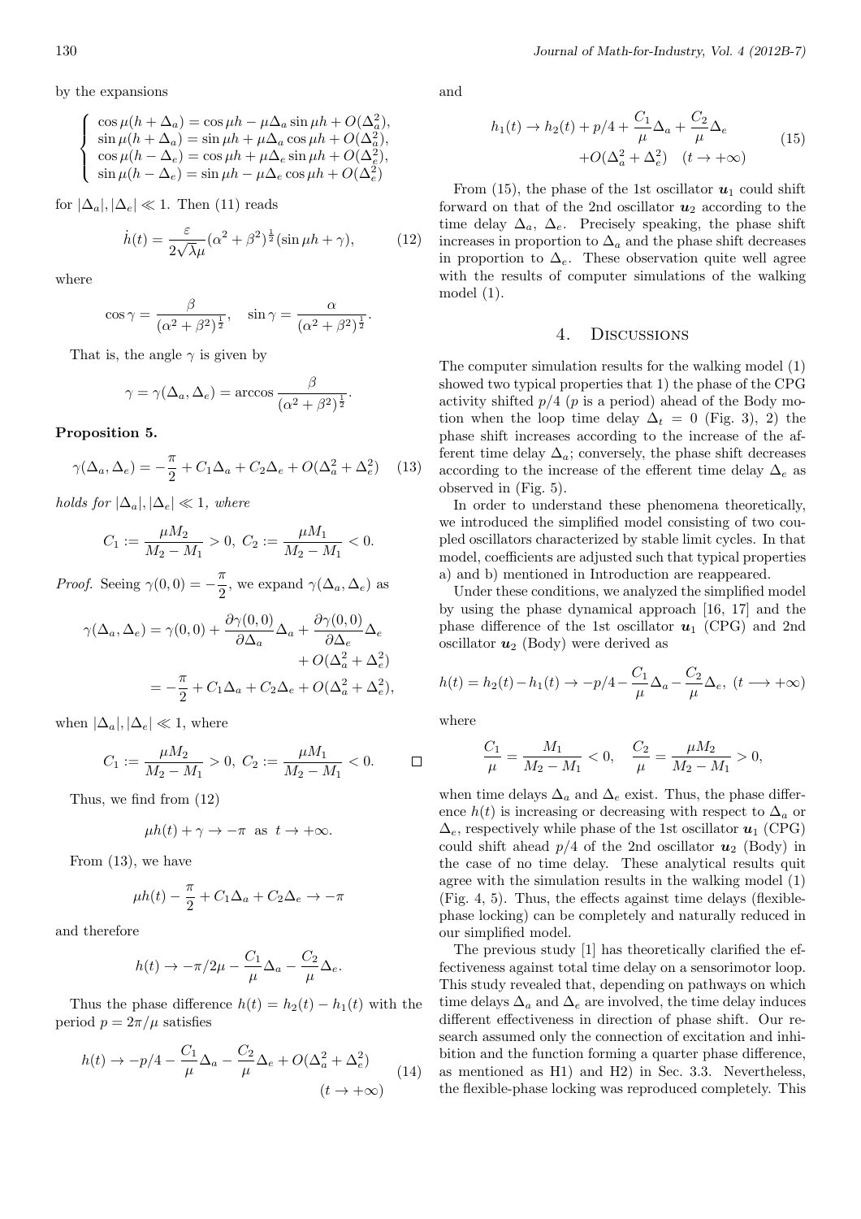by the expansions

$$
\begin{cases}
\cos \mu(h+\Delta_a) = \cos \mu h - \mu \Delta_a \sin \mu h + O(\Delta_a^2), \\
\sin \mu(h+\Delta_a) = \sin \mu h + \mu \Delta_a \cos \mu h + O(\Delta_a^2), \\
\cos \mu(h-\Delta_e) = \cos \mu h + \mu \Delta_e \sin \mu h + O(\Delta_e^2), \\
\sin \mu(h-\Delta_e) = \sin \mu h - \mu \Delta_e \cos \mu h + O(\Delta_e^2)
\end{cases}
$$

for $|\Delta_a|, |\Delta_e| \ll 1$. Then (11) reads

$$
\dot{h}(t) = \frac{\varepsilon}{2\sqrt{\lambda}\mu}(\alpha^2+\beta^2)^{\frac{1}{2}}(\sin \mu h + \gamma), \tag{12}
$$

where

$$
\cos \gamma = \frac{\beta}{(\alpha^2+\beta^2)^{\frac{1}{2}}}, \quad \sin \gamma = \frac{\alpha}{(\alpha^2+\beta^2)^{\frac{1}{2}}}.
$$

That is, the angle $\gamma$ is given by

$$
\gamma = \gamma(\Delta_a, \Delta_e) = \arccos \frac{\beta}{(\alpha^2+\beta^2)^{\frac{1}{2}}}.
$$

**Proposition 5.**

$$
\gamma(\Delta_a, \Delta_e) = -\frac{\pi}{2} + C_1 \Delta_a + C_2 \Delta_e + O(\Delta_a^2 + \Delta_e^2) \tag{13}
$$

*holds for* $|\Delta_a|, |\Delta_e| \ll 1$, *where*

$$
C_1 := \frac{\mu M_2}{M_2 - M_1} > 0, \ C_2 := \frac{\mu M_1}{M_2 - M_1} < 0.
$$

*Proof.* Seeing $\gamma(0,0) = -\frac{\pi}{2}$, we expand $\gamma(\Delta_a, \Delta_e)$ as

$$
\begin{aligned}
\gamma(\Delta_a, \Delta_e) &= \gamma(0,0) + \frac{\partial \gamma(0,0)}{\partial \Delta_a}\Delta_a + \frac{\partial \gamma(0,0)}{\partial \Delta_e}\Delta_e \\
&\quad + O(\Delta_a^2 + \Delta_e^2) \\
&= -\frac{\pi}{2} + C_1 \Delta_a + C_2 \Delta_e + O(\Delta_a^2 + \Delta_e^2),
\end{aligned}
$$

when $|\Delta_a|, |\Delta_e| \ll 1$, where

$$
C_1 := \frac{\mu M_2}{M_2 - M_1} > 0, \ C_2 := \frac{\mu M_1}{M_2 - M_1} < 0. \qquad \square
$$

Thus, we find from (12)

$$
\mu h(t) + \gamma \to -\pi \ \text{ as } \ t \to +\infty.
$$

From (13), we have

$$
\mu h(t) - \frac{\pi}{2} + C_1 \Delta_a + C_2 \Delta_e \to -\pi
$$

and therefore

$$
h(t) \to -\pi/2\mu - \frac{C_1}{\mu}\Delta_a - \frac{C_2}{\mu}\Delta_e.
$$

Thus the phase difference $h(t) = h_2(t) - h_1(t)$ with the period $p = 2\pi/\mu$ satisfies

$$
h(t) \to -p/4 - \frac{C_1}{\mu}\Delta_a - \frac{C_2}{\mu}\Delta_e + O(\Delta_a^2 + \Delta_e^2) \quad (t \to +\infty) \tag{14}
$$

and

$$
h_1(t) \to h_2(t) + p/4 + \frac{C_1}{\mu}\Delta_a + \frac{C_2}{\mu}\Delta_e + O(\Delta_a^2 + \Delta_e^2) \quad (t \to +\infty) \tag{15}
$$

From (15), the phase of the 1st oscillator $\boldsymbol{u}_1$ could shift forward on that of the 2nd oscillator $\boldsymbol{u}_2$ according to the time delay $\Delta_a$, $\Delta_e$. Precisely speaking, the phase shift increases in proportion to $\Delta_a$ and the phase shift decreases in proportion to $\Delta_e$. These observation quite well agree with the results of computer simulations of the walking model (1).

## 4. Discussions

The computer simulation results for the walking model (1) showed two typical properties that 1) the phase of the CPG activity shifted $p/4$ ($p$ is a period) ahead of the Body motion when the loop time delay $\Delta_t = 0$ (Fig. 3), 2) the phase shift increases according to the increase of the afferent time delay $\Delta_a$; conversely, the phase shift decreases according to the increase of the efferent time delay $\Delta_e$ as observed in (Fig. 5).

In order to understand these phenomena theoretically, we introduced the simplified model consisting of two coupled oscillators characterized by stable limit cycles. In that model, coefficients are adjusted such that typical properties a) and b) mentioned in Introduction are reappeared.

Under these conditions, we analyzed the simplified model by using the phase dynamical approach [16, 17] and the phase difference of the 1st oscillator $\boldsymbol{u}_1$ (CPG) and 2nd oscillator $\boldsymbol{u}_2$ (Body) were derived as

$$
h(t) = h_2(t) - h_1(t) \to -p/4 - \frac{C_1}{\mu}\Delta_a - \frac{C_2}{\mu}\Delta_e, \ (t \longrightarrow +\infty)
$$

where

$$
\frac{C_1}{\mu} = \frac{M_1}{M_2 - M_1} < 0, \quad \frac{C_2}{\mu} = \frac{\mu M_2}{M_2 - M_1} > 0,
$$

when time delays $\Delta_a$ and $\Delta_e$ exist. Thus, the phase difference $h(t)$ is increasing or decreasing with respect to $\Delta_a$ or $\Delta_e$, respectively while phase of the 1st oscillator $\boldsymbol{u}_1$ (CPG) could shift ahead $p/4$ of the 2nd oscillator $\boldsymbol{u}_2$ (Body) in the case of no time delay. These analytical results quit agree with the simulation results in the walking model (1) (Fig. 4, 5). Thus, the effects against time delays (flexible-phase locking) can be completely and naturally reduced in our simplified model.

The previous study [1] has theoretically clarified the effectiveness against total time delay on a sensorimotor loop. This study revealed that, depending on pathways on which time delays $\Delta_a$ and $\Delta_e$ are involved, the time delay induces different effectiveness in direction of phase shift. Our research assumed only the connection of excitation and inhibition and the function forming a quarter phase difference, as mentioned as H1) and H2) in Sec. 3.3. Nevertheless, the flexible-phase locking was reproduced completely. This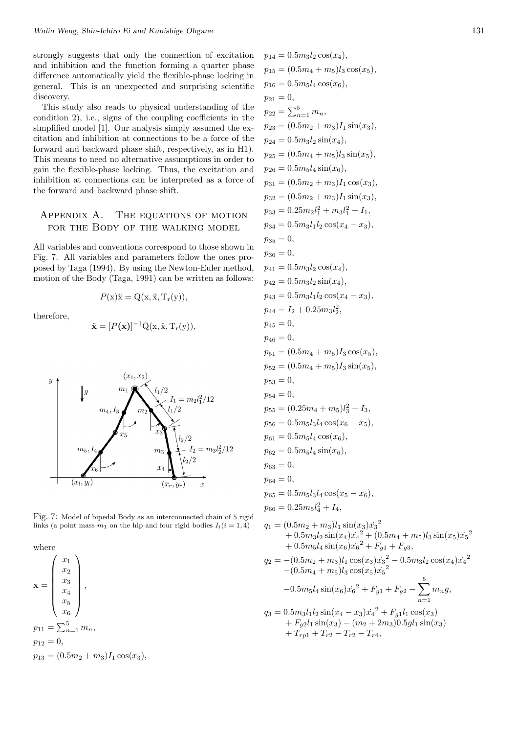strongly suggests that only the connection of excitation and inhibition and the function forming a quarter phase difference automatically yield the flexible-phase locking in general. This is an unexpected and surprising scientific discovery.

This study also reads to physical understanding of the condition 2), i.e., signs of the coupling coefficients in the simplified model [1]. Our analysis simply assumed the excitation and inhibition at connections to be a force of the forward and backward phase shift, respectively, as in H1). This means to need no alternative assumptions in order to gain the flexible-phase locking. Thus, the excitation and inhibition at connections can be interpreted as a force of the forward and backward phase shift.

## Appendix A. The equations of motion for the Body of the walking model

All variables and conventions correspond to those shown in Fig. 7. All variables and parameters follow the ones proposed by Taga (1994). By using the Newton-Euler method, motion of the Body (Taga, 1991) can be written as follows:

$$P(\mathrm{x})\ddot{\mathrm{x}} = \mathrm{Q}(\mathrm{x}, \ddot{\mathrm{x}}, \mathrm{T_r}(\mathrm{y})),$$

therefore,

$$\ddot{\mathbf{x}} = [P(\mathbf{x})]^{-1}\mathrm{Q}(\mathrm{x}, \ddot{\mathrm{x}}, \mathrm{T_r}(\mathrm{y})),$$

Fig. 7: Model of bipedal Body as an interconnected chain of 5 rigid links (a point mass $m_1$ on the hip and four rigid bodies $I_i (i = 1, 4)$

where

$$\mathbf{x} = \begin{pmatrix} x_1 \\ x_2 \\ x_3 \\ x_4 \\ x_5 \\ x_6 \end{pmatrix},$$

$p_{11} = \sum_{n=1}^{5} m_n,$

$p_{12} = 0,$

$p_{13} = (0.5m_2 + m_3)I_1 \cos(x_3),$

$p_{14} = 0.5m_3 l_2 \cos(x_4),$

$p_{15} = (0.5m_4 + m_5)l_3 \cos(x_5),$

$p_{16} = 0.5m_5 l_4 \cos(x_6),$

$p_{21} = 0,$

$p_{22} = \sum_{n=1}^{5} m_n,$

$p_{23} = (0.5m_2 + m_3)I_1 \sin(x_3),$

$p_{24} = 0.5m_3 l_2 \sin(x_4),$

$p_{25} = (0.5m_4 + m_5)l_3 \sin(x_5),$

$p_{26} = 0.5m_5 l_4 \sin(x_6),$

$p_{31} = (0.5m_2 + m_3)I_1 \cos(x_3),$

$p_{32} = (0.5m_2 + m_3)I_1 \sin(x_3),$

$p_{33} = 0.25m_2 l_1^2 + m_3 l_1^2 + I_1,$

$p_{34} = 0.5m_3 l_1 l_2 \cos(x_4 - x_3),$

$p_{35} = 0,$

$p_{36} = 0,$

$p_{41} = 0.5m_3 l_2 \cos(x_4),$

$p_{42} = 0.5m_3 l_2 \sin(x_4),$

$p_{43} = 0.5m_3 l_1 l_2 \cos(x_4 - x_3),$

$p_{44} = I_2 + 0.25m_3 l_2^2,$

$p_{45} = 0,$

$p_{46} = 0,$

$p_{51} = (0.5m_4 + m_5)I_3 \cos(x_5),$

$p_{52} = (0.5m_4 + m_5)I_3 \sin(x_5),$

$p_{53} = 0,$

$p_{54} = 0,$

$p_{55} = (0.25m_4 + m_5)l_3^2 + I_3,$

$p_{56} = 0.5m_5 l_3 l_4 \cos(x_6 - x_5),$

$p_{61} = 0.5m_5 l_4 \cos(x_6),$

$p_{62} = 0.5m_5 l_4 \sin(x_6),$

$p_{63} = 0,$

$p_{64} = 0,$

$p_{65} = 0.5m_5 l_3 l_4 \cos(x_5 - x_6),$

$p_{66} = 0.25m_5 l_4^2 + I_4,$

$$\begin{aligned} q_1 = {} & (0.5m_2 + m_3)l_1 \sin(x_3)\dot{x_3}^2 \\ & + 0.5m_3 l_2 \sin(x_4)\dot{x_4}^2 + (0.5m_4 + m_5)l_3 \sin(x_5)\dot{x_5}^2 \\ & + 0.5m_5 l_4 \sin(x_6)\dot{x_6}^2 + F_{g1} + F_{g3}, \end{aligned}$$

$$\begin{aligned} q_2 = {} & -(0.5m_2 + m_3)l_1 \cos(x_3)\dot{x_3}^2 - 0.5m_3 l_2 \cos(x_4)\dot{x_4}^2 \\ & -(0.5m_4 + m_5)l_3 \cos(x_5)\dot{x_5}^2 \\ & -0.5m_5 l_4 \sin(x_6)\dot{x_6}^2 + F_{g1} + F_{g2} - \sum_{n=1}^{5} m_n g, \end{aligned}$$

$$\begin{aligned} q_3 = {} & 0.5m_3 l_1 l_2 \sin(x_4 - x_3)\dot{x_4}^2 + F_{g1} l_1 \cos(x_3) \\ & + F_{g2} l_1 \sin(x_3) - (m_2 + 2m_3)0.5 g l_1 \sin(x_3) \\ & + T_{rp1} + T_{r2} - T_{r2} - T_{r4}, \end{aligned}$$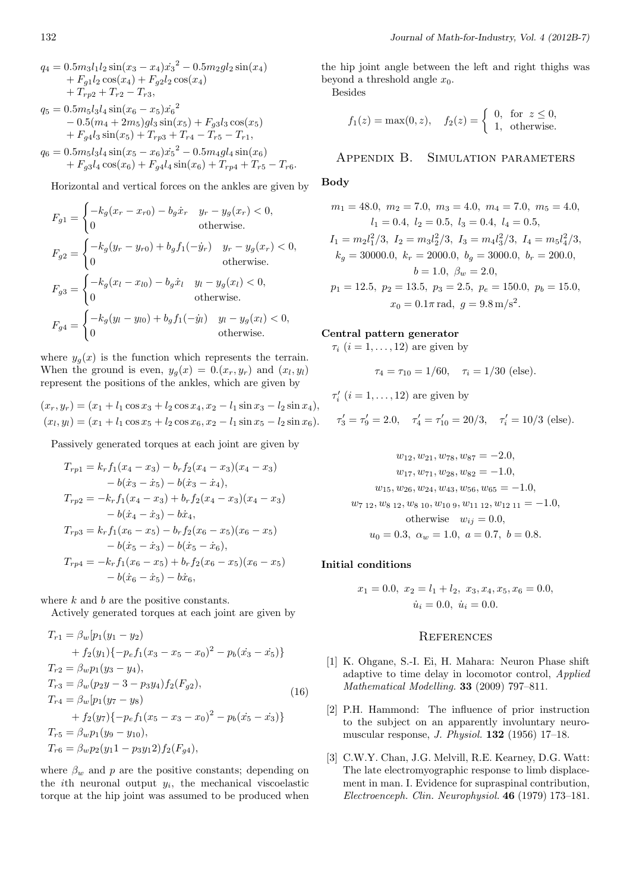$$
\begin{aligned}
q_4 &= 0.5m_3l_1l_2\sin(x_3-x_4)\dot{x_3}^2 - 0.5m_2gl_2\sin(x_4) \\
&\quad + F_{g1}l_2\cos(x_4) + F_{g2}l_2\cos(x_4) \\
&\quad + T_{rp2} + T_{r2} - T_{r3}, \\
q_5 &= 0.5m_5l_3l_4\sin(x_6-x_5)\dot{x_6}^2 \\
&\quad - 0.5(m_4+2m_5)gl_3\sin(x_5) + F_{g3}l_3\cos(x_5) \\
&\quad + F_{g4}l_3\sin(x_5) + T_{rp3} + T_{r4} - T_{r5} - T_{r1}, \\
q_6 &= 0.5m_5l_3l_4\sin(x_5-x_6)\dot{x_5}^2 - 0.5m_4gl_4\sin(x_6) \\
&\quad + F_{g3}l_4\cos(x_6) + F_{g4}l_4\sin(x_6) + T_{rp4} + T_{r5} - T_{r6}.
\end{aligned}
$$

Horizontal and vertical forces on the ankles are given by

$$
F_{g1} = \begin{cases} -k_g(x_r - x_{r0}) - b_g\dot{x}_r & y_r - y_g(x_r) < 0, \\ 0 & \text{otherwise.} \end{cases}
$$

$$
F_{g2} = \begin{cases} -k_g(y_r - y_{r0}) + b_gf_1(-\dot{y}_r) & y_r - y_g(x_r) < 0, \\ 0 & \text{otherwise.} \end{cases}
$$

$$
F_{g3} = \begin{cases} -k_g(x_l - x_{l0}) - b_g\dot{x}_l & y_l - y_g(x_l) < 0, \\ 0 & \text{otherwise.} \end{cases}
$$

$$
F_{g4} = \begin{cases} -k_g(y_l - y_{l0}) + b_gf_1(-\dot{y}_l) & y_l - y_g(x_l) < 0, \\ 0 & \text{otherwise.} \end{cases}
$$

where $y_g(x)$ is the function which represents the terrain. When the ground is even, $y_g(x) = 0.(x_r, y_r)$ and $(x_l, y_l)$ represent the positions of the ankles, which are given by

$$
\begin{aligned}
(x_r, y_r) &= (x_1 + l_1\cos x_3 + l_2\cos x_4, x_2 - l_1\sin x_3 - l_2\sin x_4), \\
(x_l, y_l) &= (x_1 + l_1\cos x_5 + l_2\cos x_6, x_2 - l_1\sin x_5 - l_2\sin x_6).
\end{aligned}
$$

Passively generated torques at each joint are given by

$$
\begin{aligned}
T_{rp1} &= k_rf_1(x_4 - x_3) - b_rf_2(x_4 - x_3)(x_4 - x_3) \\
&\quad - b(\dot{x}_3 - \dot{x}_5) - b(\dot{x}_3 - \dot{x}_4), \\
T_{rp2} &= -k_rf_1(x_4 - x_3) + b_rf_2(x_4 - x_3)(x_4 - x_3) \\
&\quad - b(\dot{x}_4 - \dot{x}_3) - b\dot{x}_4, \\
T_{rp3} &= k_rf_1(x_6 - x_5) - b_rf_2(x_6 - x_5)(x_6 - x_5) \\
&\quad - b(\dot{x}_5 - \dot{x}_3) - b(\dot{x}_5 - \dot{x}_6), \\
T_{rp4} &= -k_rf_1(x_6 - x_5) + b_rf_2(x_6 - x_5)(x_6 - x_5) \\
&\quad - b(\dot{x}_6 - \dot{x}_5) - b\dot{x}_6,
\end{aligned}
$$

where $k$ and $b$ are the positive constants.

Actively generated torques at each joint are given by

$$
\begin{aligned}
T_{r1} &= \beta_w[p_1(y_1 - y_2) \\
&\quad + f_2(y_1)\{-p_ef_1(x_3 - x_5 - x_0)^2 - p_b(\dot{x_3} - \dot{x_5})\} \\
T_{r2} &= \beta_wp_1(y_3 - y_4), \\
T_{r3} &= \beta_w(p_2y - 3 - p_3y_4)f_2(F_{g2}), \\
T_{r4} &= \beta_w[p_1(y_7 - y_8) \\
&\quad + f_2(y_7)\{-p_ef_1(x_5 - x_3 - x_0)^2 - p_b(\dot{x_5} - \dot{x_3})\} \\
T_{r5} &= \beta_wp_1(y_9 - y_{10}), \\
T_{r6} &= \beta_wp_2(y_11 - p_3y_12)f_2(F_{g4}),
\end{aligned}
\tag{16}
$$

where $\beta_w$ and $p$ are the positive constants; depending on the $i$th neuronal output $y_i$, the mechanical viscoelastic torque at the hip joint was assumed to be produced when the hip joint angle between the left and right thighs was beyond a threshold angle $x_0$.

Besides

$$
f_1(z) = \max(0, z), \quad f_2(z) = \begin{cases} 0, & \text{for } z \leq 0, \\ 1, & \text{otherwise.} \end{cases}
$$

## Appendix B. Simulation parameters

**Body**

$$
\begin{gathered}
m_1 = 48.0,\ m_2 = 7.0,\ m_3 = 4.0,\ m_4 = 7.0,\ m_5 = 4.0, \\
l_1 = 0.4,\ l_2 = 0.5,\ l_3 = 0.4,\ l_4 = 0.5, \\
I_1 = m_2l_1^2/3,\ I_2 = m_3l_2^2/3,\ I_3 = m_4l_3^2/3,\ I_4 = m_5l_4^2/3, \\
k_g = 30000.0,\ k_r = 2000.0,\ b_g = 3000.0,\ b_r = 200.0, \\
b = 1.0,\ \beta_w = 2.0, \\
p_1 = 12.5,\ p_2 = 13.5,\ p_3 = 2.5,\ p_e = 150.0,\ p_b = 15.0, \\
x_0 = 0.1\pi\,\text{rad},\ g = 9.8\,\text{m/s}^2.
\end{gathered}
$$

**Central pattern generator**

$\tau_i$ $(i = 1, \ldots, 12)$ are given by

$$
\tau_4 = \tau_{10} = 1/60, \quad \tau_i = 1/30 \text{ (else)}.
$$

$\tau_i'$ $(i = 1, \ldots, 12)$ are given by

$$
\tau_3' = \tau_9' = 2.0, \quad \tau_4' = \tau_{10}' = 20/3, \quad \tau_i' = 10/3 \text{ (else)}.
$$

$$
\begin{gathered}
w_{12}, w_{21}, w_{78}, w_{87} = -2.0, \\
w_{17}, w_{71}, w_{28}, w_{82} = -1.0, \\
w_{15}, w_{26}, w_{24}, w_{43}, w_{56}, w_{65} = -1.0, \\
w_{7\ 12}, w_{8\ 12}, w_{8\ 10}, w_{10\ 9}, w_{11\ 12}, w_{12\ 11} = -1.0, \\
\text{otherwise} \quad w_{ij} = 0.0, \\
u_0 = 0.3,\ \alpha_w = 1.0,\ a = 0.7,\ b = 0.8.
\end{gathered}
$$

**Initial conditions**

$$
\begin{gathered}
x_1 = 0.0,\ x_2 = l_1 + l_2,\ x_3, x_4, x_5, x_6 = 0.0, \\
\dot{u}_i = 0.0,\ \dot{u}_i = 0.0.
\end{gathered}
$$

## References

[1] K. Ohgane, S.-I. Ei, H. Mahara: Neuron Phase shift adaptive to time delay in locomotor control, *Applied Mathematical Modelling.* **33** (2009) 797–811.

[2] P.H. Hammond: The influence of prior instruction to the subject on an apparently involuntary neuromuscular response, *J. Physiol.* **132** (1956) 17–18.

[3] C.W.Y. Chan, J.G. Melvill, R.E. Kearney, D.G. Watt: The late electromyographic response to limb displacement in man. I. Evidence for supraspinal contribution, *Electroenceph. Clin. Neurophysiol.* **46** (1979) 173–181.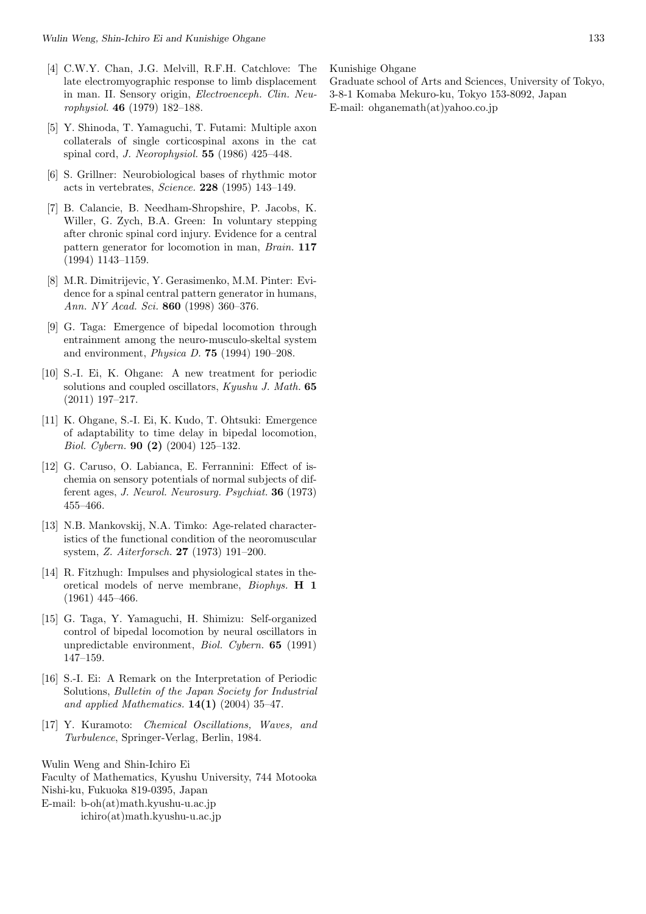[4] C.W.Y. Chan, J.G. Melvill, R.F.H. Catchlove: The late electromyographic response to limb displacement in man. II. Sensory origin, *Electroenceph. Clin. Neurophysiol.* **46** (1979) 182–188.

[5] Y. Shinoda, T. Yamaguchi, T. Futami: Multiple axon collaterals of single corticospinal axons in the cat spinal cord, *J. Neorophysiol.* **55** (1986) 425–448.

[6] S. Grillner: Neurobiological bases of rhythmic motor acts in vertebrates, *Science.* **228** (1995) 143–149.

[7] B. Calancie, B. Needham-Shropshire, P. Jacobs, K. Willer, G. Zych, B.A. Green: In voluntary stepping after chronic spinal cord injury. Evidence for a central pattern generator for locomotion in man, *Brain.* **117** (1994) 1143–1159.

[8] M.R. Dimitrijevic, Y. Gerasimenko, M.M. Pinter: Evidence for a spinal central pattern generator in humans, *Ann. NY Acad. Sci.* **860** (1998) 360–376.

[9] G. Taga: Emergence of bipedal locomotion through entrainment among the neuro-musculo-skeltal system and environment, *Physica D.* **75** (1994) 190–208.

[10] S.-I. Ei, K. Ohgane: A new treatment for periodic solutions and coupled oscillators, *Kyushu J. Math.* **65** (2011) 197–217.

[11] K. Ohgane, S.-I. Ei, K. Kudo, T. Ohtsuki: Emergence of adaptability to time delay in bipedal locomotion, *Biol. Cybern.* **90 (2)** (2004) 125–132.

[12] G. Caruso, O. Labianca, E. Ferrannini: Effect of ischemia on sensory potentials of normal subjects of different ages, *J. Neurol. Neurosurg. Psychiat.* **36** (1973) 455–466.

[13] N.B. Mankovskij, N.A. Timko: Age-related characteristics of the functional condition of the neoromuscular system, *Z. Aiterforsch.* **27** (1973) 191–200.

[14] R. Fitzhugh: Impulses and physiological states in theoretical models of nerve membrane, *Biophys.* **H 1** (1961) 445–466.

[15] G. Taga, Y. Yamaguchi, H. Shimizu: Self-organized control of bipedal locomotion by neural oscillators in unpredictable environment, *Biol. Cybern.* **65** (1991) 147–159.

[16] S.-I. Ei: A Remark on the Interpretation of Periodic Solutions, *Bulletin of the Japan Society for Industrial and applied Mathematics.* **14(1)** (2004) 35–47.

[17] Y. Kuramoto: *Chemical Oscillations, Waves, and Turbulence*, Springer-Verlag, Berlin, 1984.

Wulin Weng and Shin-Ichiro Ei
Faculty of Mathematics, Kyushu University, 744 Motooka Nishi-ku, Fukuoka 819-0395, Japan
E-mail: b-oh(at)math.kyushu-u.ac.jp
ichiro(at)math.kyushu-u.ac.jp

Kunishige Ohgane
Graduate school of Arts and Sciences, University of Tokyo, 3-8-1 Komaba Mekuro-ku, Tokyo 153-8092, Japan
E-mail: ohganemath(at)yahoo.co.jp